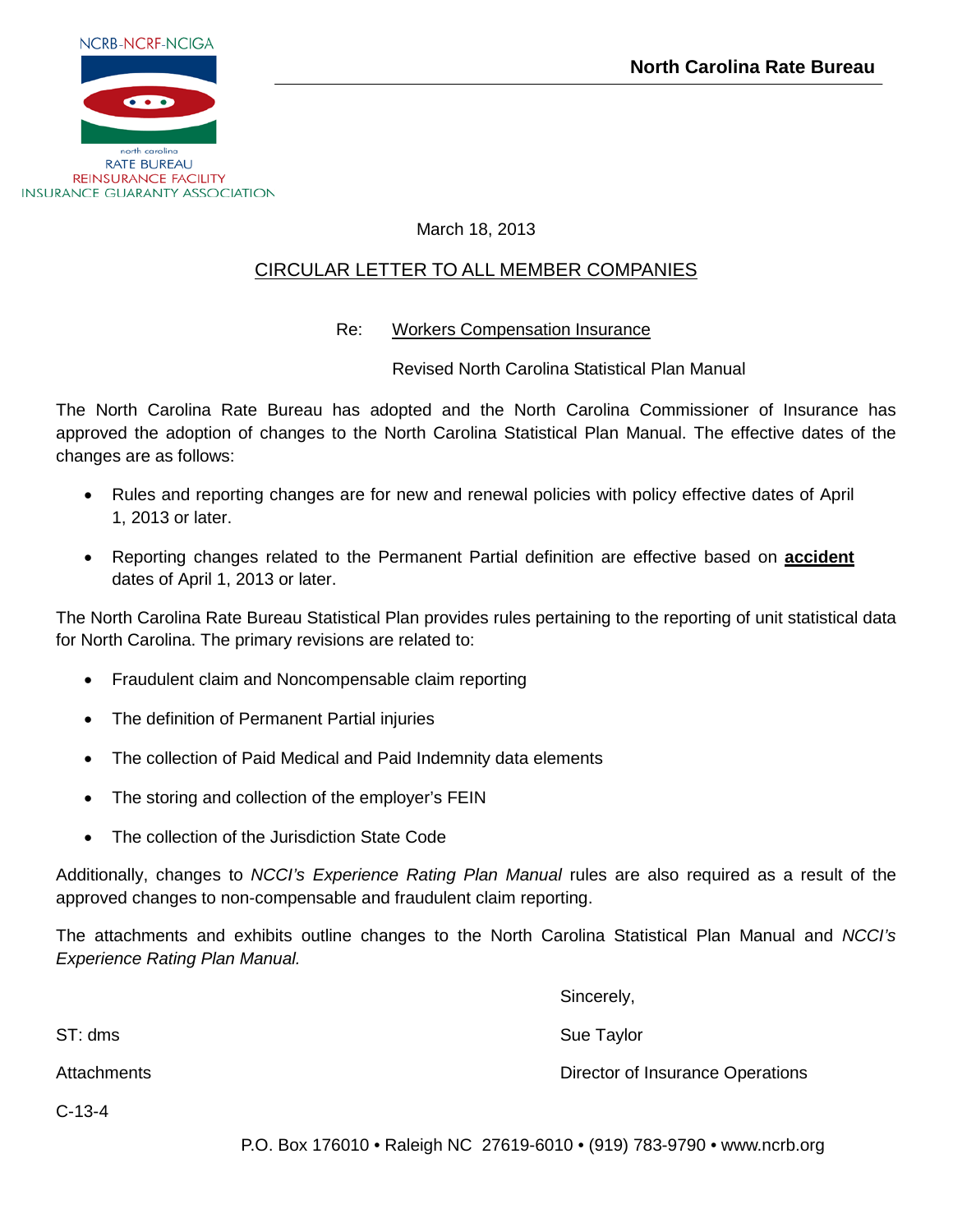NCRB-NCRF-NCIGA

north carolina
RATE BUREAU
REINSURANCE FACILITY
INSURANCE GUARANTY ASSOCIATION

**North Carolina Rate Bureau**

March 18, 2013

CIRCULAR LETTER TO ALL MEMBER COMPANIES

Re: Workers Compensation Insurance

Revised North Carolina Statistical Plan Manual

The North Carolina Rate Bureau has adopted and the North Carolina Commissioner of Insurance has approved the adoption of changes to the North Carolina Statistical Plan Manual. The effective dates of the changes are as follows:

- Rules and reporting changes are for new and renewal policies with policy effective dates of April 1, 2013 or later.
- Reporting changes related to the Permanent Partial definition are effective based on **accident** dates of April 1, 2013 or later.

The North Carolina Rate Bureau Statistical Plan provides rules pertaining to the reporting of unit statistical data for North Carolina. The primary revisions are related to:

- Fraudulent claim and Noncompensable claim reporting
- The definition of Permanent Partial injuries
- The collection of Paid Medical and Paid Indemnity data elements
- The storing and collection of the employer's FEIN
- The collection of the Jurisdiction State Code

Additionally, changes to *NCCI's Experience Rating Plan Manual* rules are also required as a result of the approved changes to non-compensable and fraudulent claim reporting.

The attachments and exhibits outline changes to the North Carolina Statistical Plan Manual and *NCCI's Experience Rating Plan Manual.*

Sincerely,

Sue Taylor

Director of Insurance Operations

ST: dms

Attachments

C-13-4

P.O. Box 176010 • Raleigh NC 27619-6010 • (919) 783-9790 • www.ncrb.org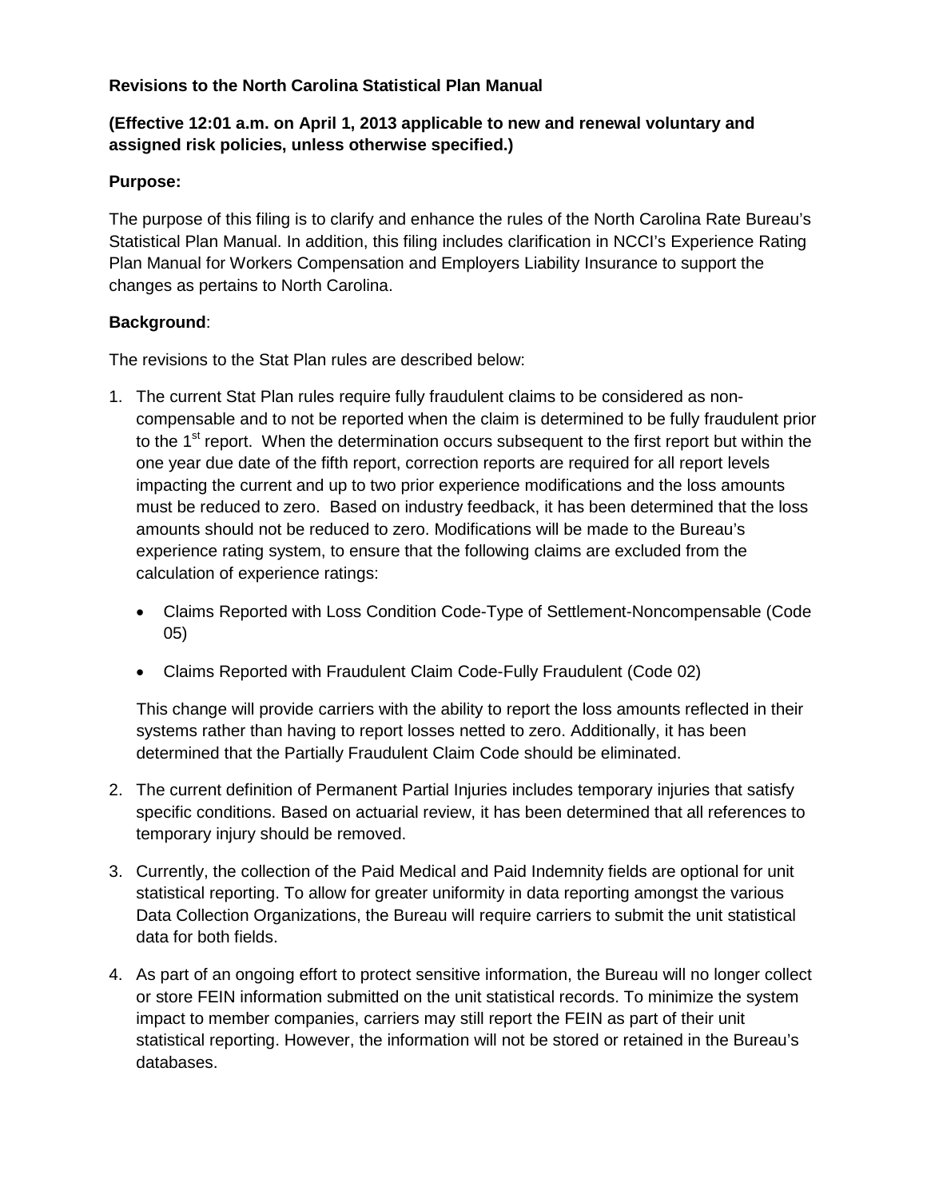**Revisions to the North Carolina Statistical Plan Manual**

**(Effective 12:01 a.m. on April 1, 2013 applicable to new and renewal voluntary and assigned risk policies, unless otherwise specified.)**

**Purpose:**

The purpose of this filing is to clarify and enhance the rules of the North Carolina Rate Bureau's Statistical Plan Manual. In addition, this filing includes clarification in NCCI's Experience Rating Plan Manual for Workers Compensation and Employers Liability Insurance to support the changes as pertains to North Carolina.

**Background**:

The revisions to the Stat Plan rules are described below:

1. The current Stat Plan rules require fully fraudulent claims to be considered as non-compensable and to not be reported when the claim is determined to be fully fraudulent prior to the 1st report. When the determination occurs subsequent to the first report but within the one year due date of the fifth report, correction reports are required for all report levels impacting the current and up to two prior experience modifications and the loss amounts must be reduced to zero. Based on industry feedback, it has been determined that the loss amounts should not be reduced to zero. Modifications will be made to the Bureau's experience rating system, to ensure that the following claims are excluded from the calculation of experience ratings:

   - Claims Reported with Loss Condition Code-Type of Settlement-Noncompensable (Code 05)
   - Claims Reported with Fraudulent Claim Code-Fully Fraudulent (Code 02)

   This change will provide carriers with the ability to report the loss amounts reflected in their systems rather than having to report losses netted to zero. Additionally, it has been determined that the Partially Fraudulent Claim Code should be eliminated.

2. The current definition of Permanent Partial Injuries includes temporary injuries that satisfy specific conditions. Based on actuarial review, it has been determined that all references to temporary injury should be removed.

3. Currently, the collection of the Paid Medical and Paid Indemnity fields are optional for unit statistical reporting. To allow for greater uniformity in data reporting amongst the various Data Collection Organizations, the Bureau will require carriers to submit the unit statistical data for both fields.

4. As part of an ongoing effort to protect sensitive information, the Bureau will no longer collect or store FEIN information submitted on the unit statistical records. To minimize the system impact to member companies, carriers may still report the FEIN as part of their unit statistical reporting. However, the information will not be stored or retained in the Bureau's databases.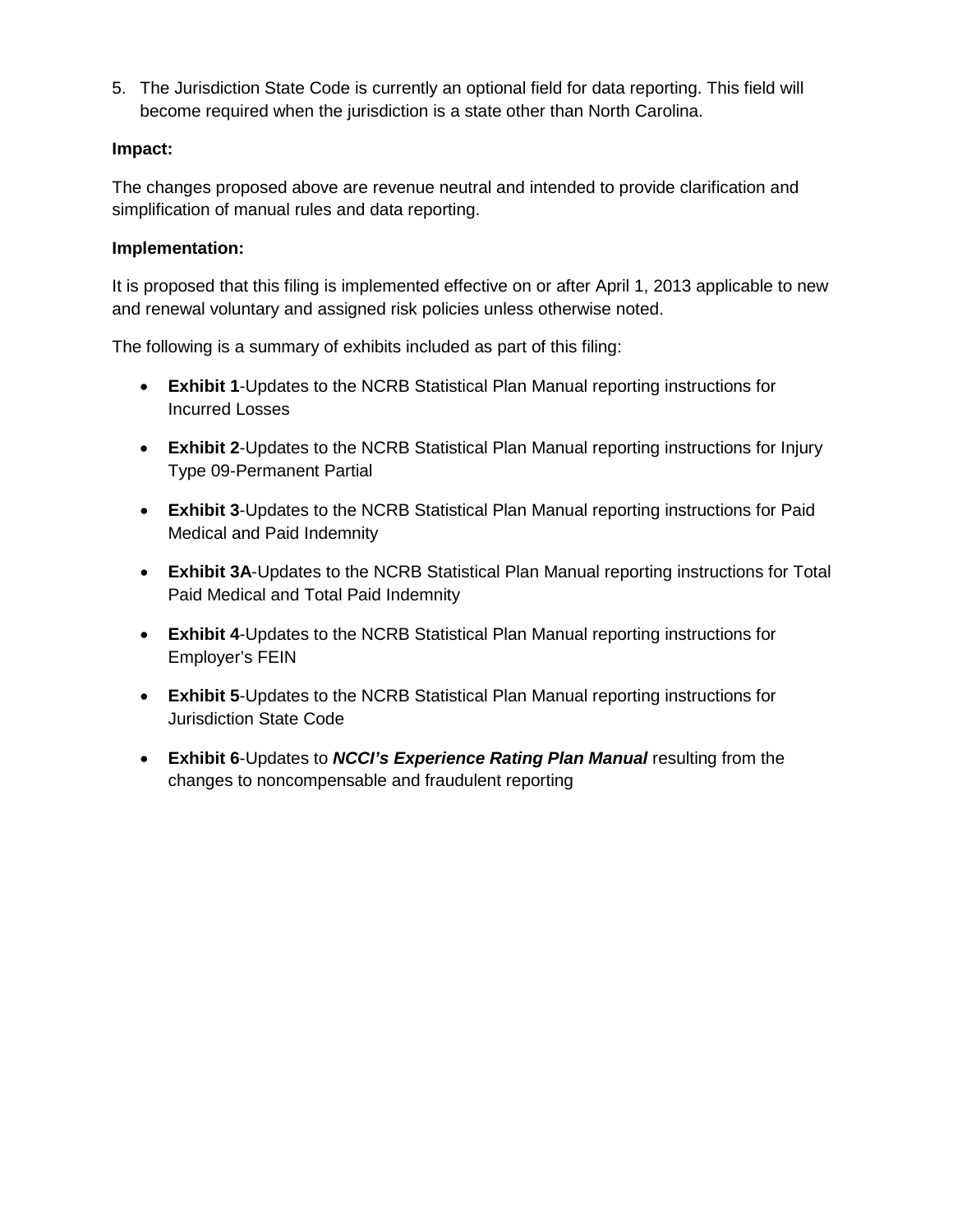5. The Jurisdiction State Code is currently an optional field for data reporting. This field will become required when the jurisdiction is a state other than North Carolina.

**Impact:**

The changes proposed above are revenue neutral and intended to provide clarification and simplification of manual rules and data reporting.

**Implementation:**

It is proposed that this filing is implemented effective on or after April 1, 2013 applicable to new and renewal voluntary and assigned risk policies unless otherwise noted.

The following is a summary of exhibits included as part of this filing:

- **Exhibit 1**-Updates to the NCRB Statistical Plan Manual reporting instructions for Incurred Losses
- **Exhibit 2**-Updates to the NCRB Statistical Plan Manual reporting instructions for Injury Type 09-Permanent Partial
- **Exhibit 3**-Updates to the NCRB Statistical Plan Manual reporting instructions for Paid Medical and Paid Indemnity
- **Exhibit 3A**-Updates to the NCRB Statistical Plan Manual reporting instructions for Total Paid Medical and Total Paid Indemnity
- **Exhibit 4**-Updates to the NCRB Statistical Plan Manual reporting instructions for Employer's FEIN
- **Exhibit 5**-Updates to the NCRB Statistical Plan Manual reporting instructions for Jurisdiction State Code
- **Exhibit 6**-Updates to ***NCCI's Experience Rating Plan Manual*** resulting from the changes to noncompensable and fraudulent reporting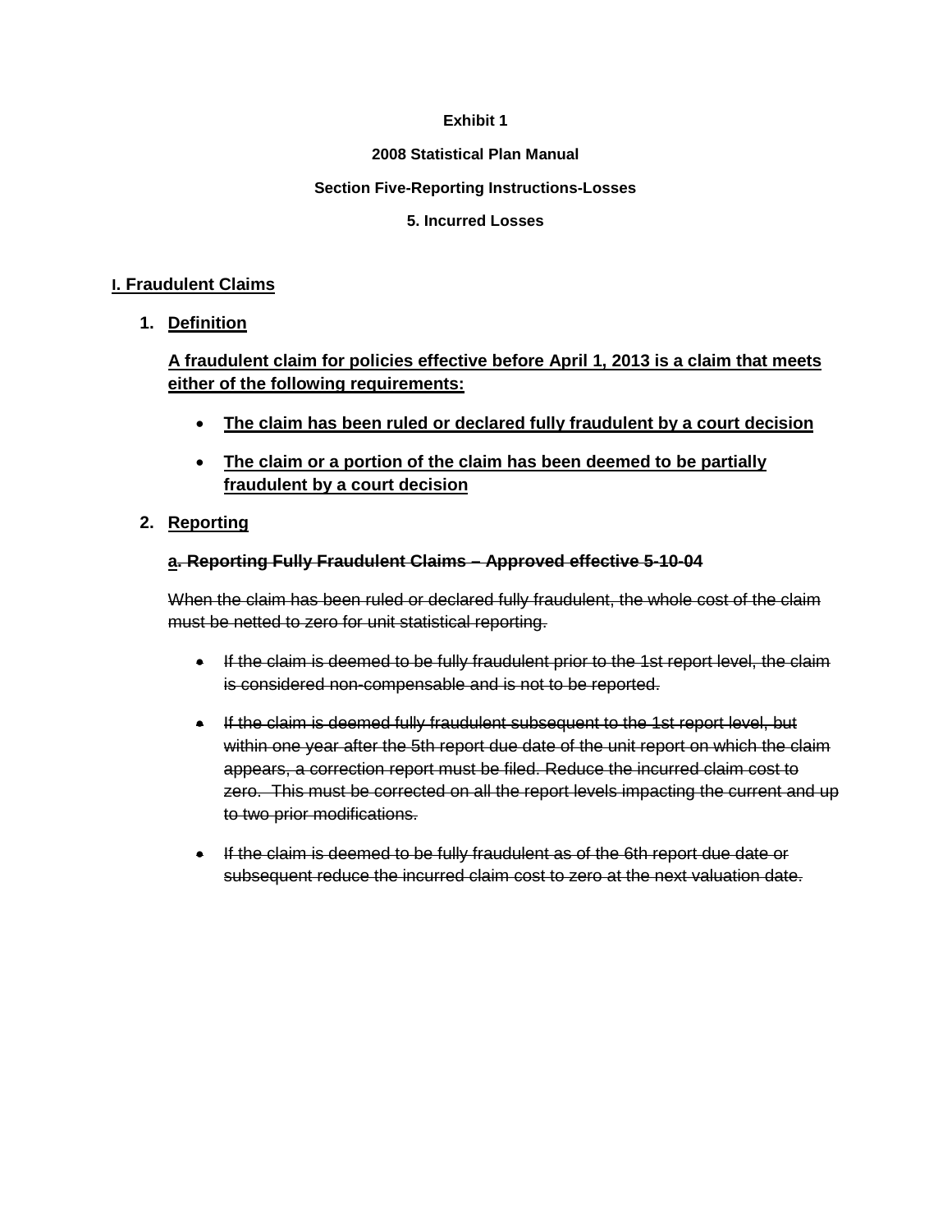**Exhibit 1**

**2008 Statistical Plan Manual**

**Section Five-Reporting Instructions-Losses**

**5. Incurred Losses**

<u>**I. Fraudulent Claims**</u>

1. <u>**Definition**</u>

   <u>**A fraudulent claim for policies effective before April 1, 2013 is a claim that meets either of the following requirements:**</u>

   - <u>**The claim has been ruled or declared fully fraudulent by a court decision**</u>
   - <u>**The claim or a portion of the claim has been deemed to be partially fraudulent by a court decision**</u>

2. <u>**Reporting**</u>

   <u>**a**</u>**~~. Reporting Fully Fraudulent Claims – Approved effective 5-10-04~~**

   ~~When the claim has been ruled or declared fully fraudulent, the whole cost of the claim must be netted to zero for unit statistical reporting.~~

   - ~~If the claim is deemed to be fully fraudulent prior to the 1st report level, the claim is considered non-compensable and is not to be reported.~~
   - ~~If the claim is deemed fully fraudulent subsequent to the 1st report level, but within one year after the 5th report due date of the unit report on which the claim appears, a correction report must be filed. Reduce the incurred claim cost to zero. This must be corrected on all the report levels impacting the current and up to two prior modifications.~~
   - ~~If the claim is deemed to be fully fraudulent as of the 6th report due date or subsequent reduce the incurred claim cost to zero at the next valuation date.~~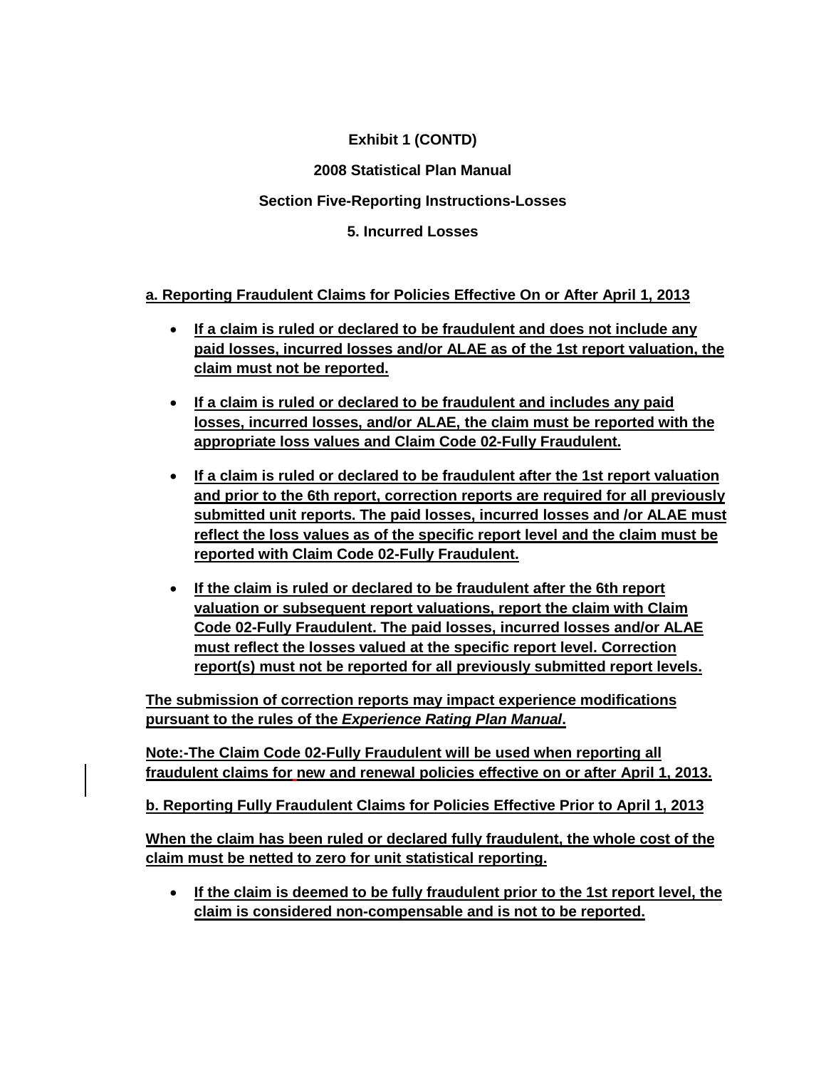**Exhibit 1 (CONTD)**

**2008 Statistical Plan Manual**

**Section Five-Reporting Instructions-Losses**

**5. Incurred Losses**

**a. Reporting Fraudulent Claims for Policies Effective On or After April 1, 2013**

- **If a claim is ruled or declared to be fraudulent and does not include any paid losses, incurred losses and/or ALAE as of the 1st report valuation, the claim must not be reported.**
- **If a claim is ruled or declared to be fraudulent and includes any paid losses, incurred losses, and/or ALAE, the claim must be reported with the appropriate loss values and Claim Code 02-Fully Fraudulent.**
- **If a claim is ruled or declared to be fraudulent after the 1st report valuation and prior to the 6th report, correction reports are required for all previously submitted unit reports. The paid losses, incurred losses and /or ALAE must reflect the loss values as of the specific report level and the claim must be reported with Claim Code 02-Fully Fraudulent.**
- **If the claim is ruled or declared to be fraudulent after the 6th report valuation or subsequent report valuations, report the claim with Claim Code 02-Fully Fraudulent. The paid losses, incurred losses and/or ALAE must reflect the losses valued at the specific report level. Correction report(s) must not be reported for all previously submitted report levels.**

**The submission of correction reports may impact experience modifications pursuant to the rules of the *Experience Rating Plan Manual*.**

**Note:-The Claim Code 02-Fully Fraudulent will be used when reporting all fraudulent claims for new and renewal policies effective on or after April 1, 2013.**

**b. Reporting Fully Fraudulent Claims for Policies Effective Prior to April 1, 2013**

**When the claim has been ruled or declared fully fraudulent, the whole cost of the claim must be netted to zero for unit statistical reporting.**

- **If the claim is deemed to be fully fraudulent prior to the 1st report level, the claim is considered non-compensable and is not to be reported.**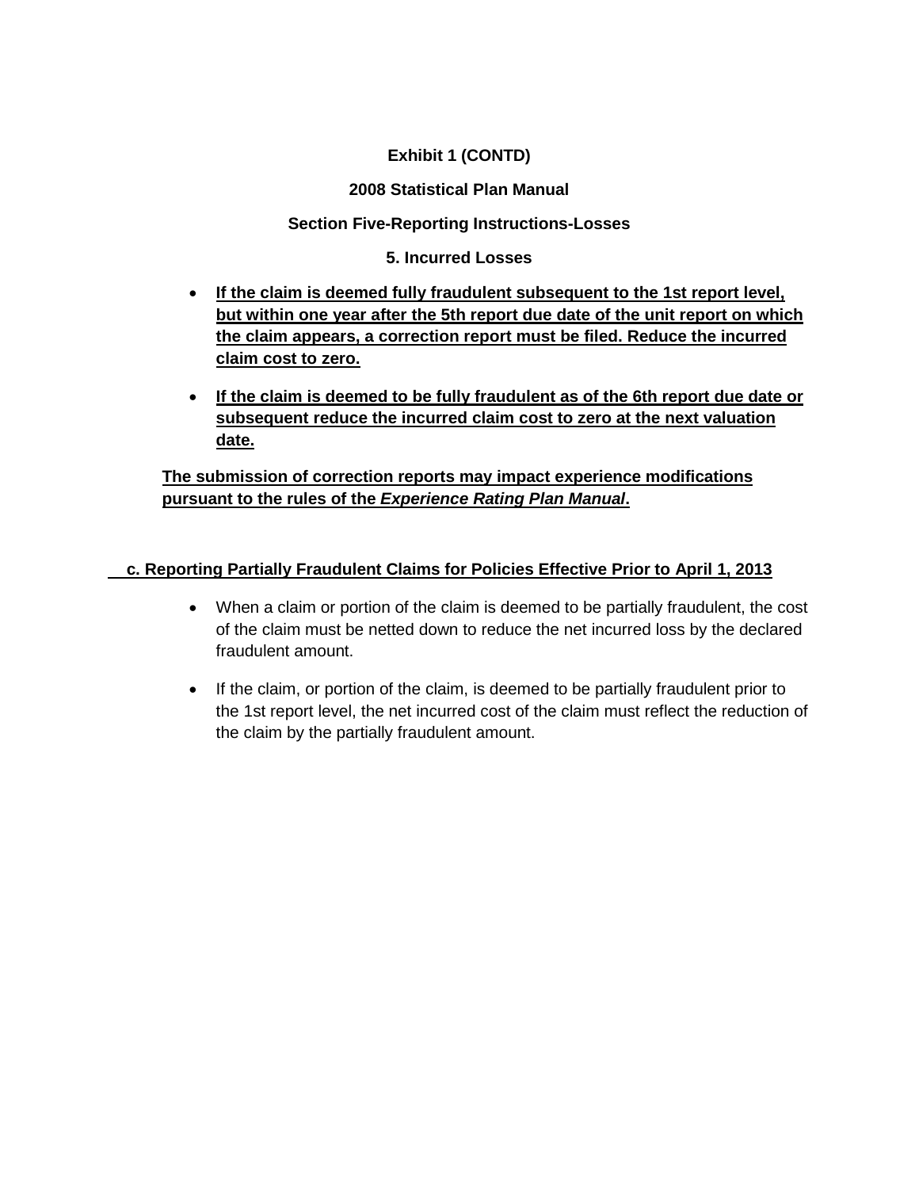**Exhibit 1 (CONTD)**

**2008 Statistical Plan Manual**

**Section Five-Reporting Instructions-Losses**

**5. Incurred Losses**

- **If the claim is deemed fully fraudulent subsequent to the 1st report level, but within one year after the 5th report due date of the unit report on which the claim appears, a correction report must be filed. Reduce the incurred claim cost to zero.**
- **If the claim is deemed to be fully fraudulent as of the 6th report due date or subsequent reduce the incurred claim cost to zero at the next valuation date.**

**The submission of correction reports may impact experience modifications pursuant to the rules of the *Experience Rating Plan Manual*.**

**c. Reporting Partially Fraudulent Claims for Policies Effective Prior to April 1, 2013**

- When a claim or portion of the claim is deemed to be partially fraudulent, the cost of the claim must be netted down to reduce the net incurred loss by the declared fraudulent amount.
- If the claim, or portion of the claim, is deemed to be partially fraudulent prior to the 1st report level, the net incurred cost of the claim must reflect the reduction of the claim by the partially fraudulent amount.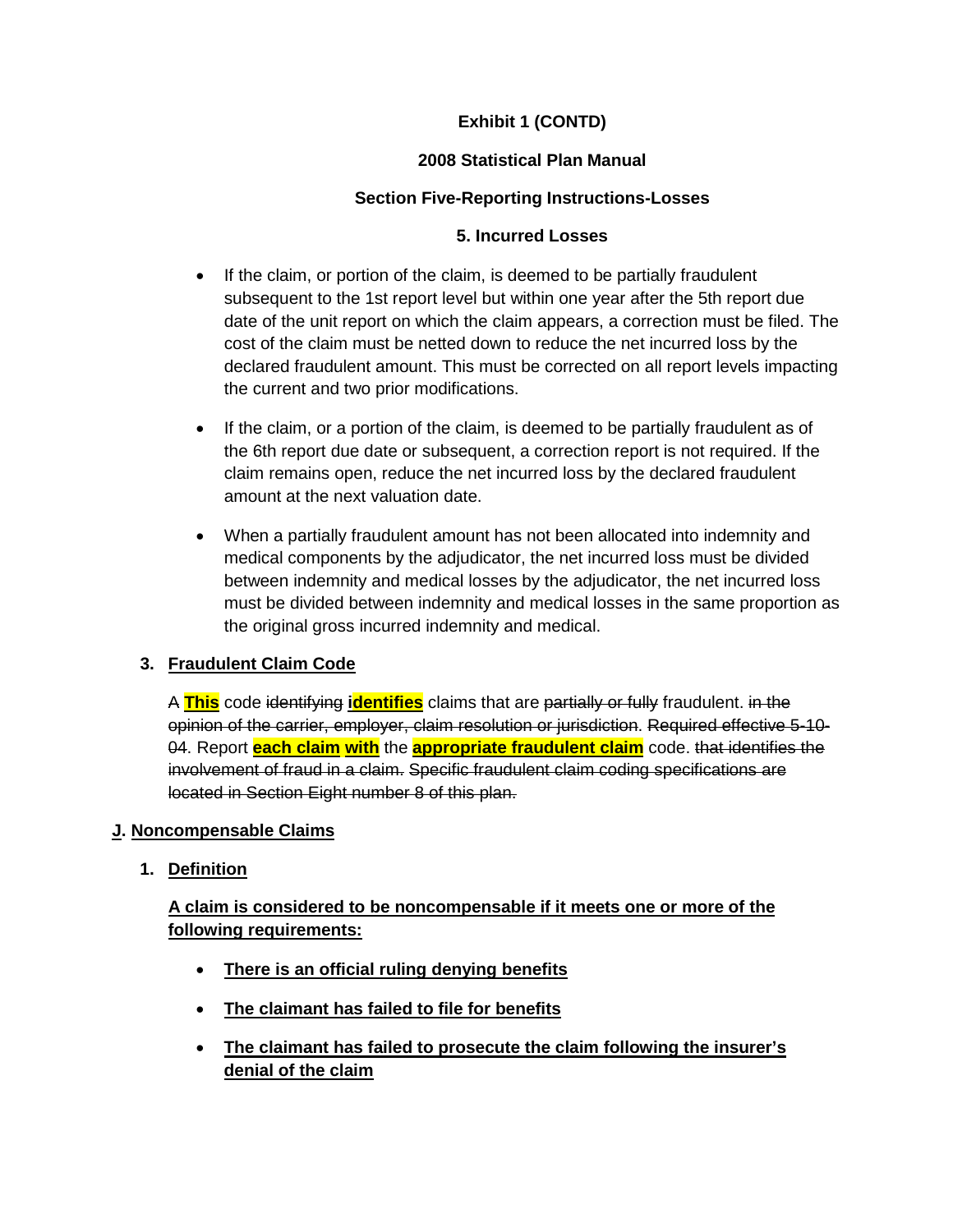**Exhibit 1 (CONTD)**

**2008 Statistical Plan Manual**

**Section Five-Reporting Instructions-Losses**

**5. Incurred Losses**

- If the claim, or portion of the claim, is deemed to be partially fraudulent subsequent to the 1st report level but within one year after the 5th report due date of the unit report on which the claim appears, a correction must be filed. The cost of the claim must be netted down to reduce the net incurred loss by the declared fraudulent amount. This must be corrected on all report levels impacting the current and two prior modifications.

- If the claim, or a portion of the claim, is deemed to be partially fraudulent as of the 6th report due date or subsequent, a correction report is not required. If the claim remains open, reduce the net incurred loss by the declared fraudulent amount at the next valuation date.

- When a partially fraudulent amount has not been allocated into indemnity and medical components by the adjudicator, the net incurred loss must be divided between indemnity and medical losses by the adjudicator, the net incurred loss must be divided between indemnity and medical losses in the same proportion as the original gross incurred indemnity and medical.

3. **Fraudulent Claim Code**

   A ~~This~~ code ~~identifying~~ **identifies** claims that are ~~partially or fully~~ fraudulent. ~~in the opinion of the carrier, employer, claim resolution or jurisdiction.~~ ~~Required effective 5-10-04.~~ Report **each claim with** the **appropriate fraudulent claim** code. ~~that identifies the involvement of fraud in a claim.~~ ~~Specific fraudulent claim coding specifications are located in Section Eight number 8 of this plan.~~

**J. Noncompensable Claims**

1. **Definition**

   **A claim is considered to be noncompensable if it meets one or more of the following requirements:**

   - **There is an official ruling denying benefits**
   - **The claimant has failed to file for benefits**
   - **The claimant has failed to prosecute the claim following the insurer's denial of the claim**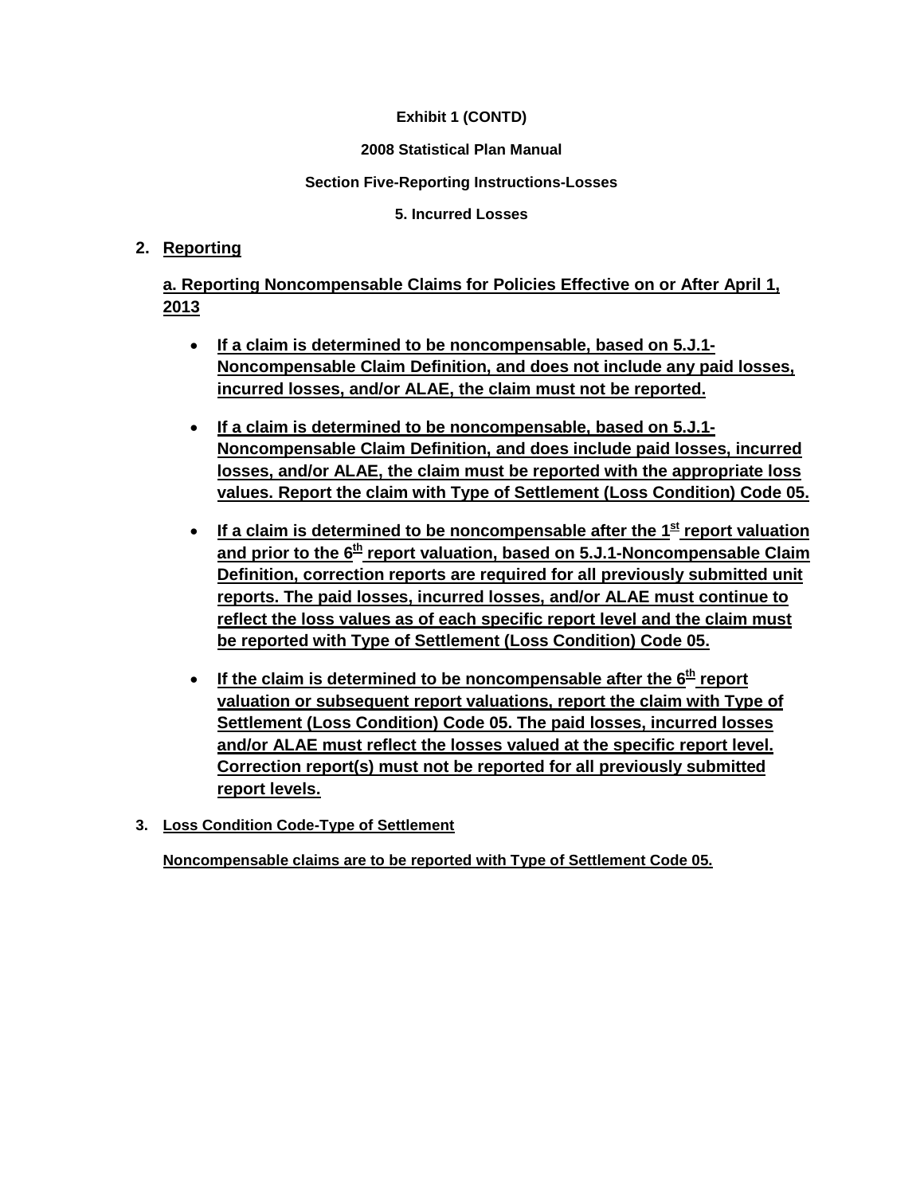**Exhibit 1 (CONTD)**

**2008 Statistical Plan Manual**

**Section Five-Reporting Instructions-Losses**

**5. Incurred Losses**

**2. Reporting**

**a. Reporting Noncompensable Claims for Policies Effective on or After April 1, 2013**

- **If a claim is determined to be noncompensable, based on 5.J.1-Noncompensable Claim Definition, and does not include any paid losses, incurred losses, and/or ALAE, the claim must not be reported.**
- **If a claim is determined to be noncompensable, based on 5.J.1-Noncompensable Claim Definition, and does include paid losses, incurred losses, and/or ALAE, the claim must be reported with the appropriate loss values. Report the claim with Type of Settlement (Loss Condition) Code 05.**
- **If a claim is determined to be noncompensable after the 1st report valuation and prior to the 6th report valuation, based on 5.J.1-Noncompensable Claim Definition, correction reports are required for all previously submitted unit reports. The paid losses, incurred losses, and/or ALAE must continue to reflect the loss values as of each specific report level and the claim must be reported with Type of Settlement (Loss Condition) Code 05.**
- **If the claim is determined to be noncompensable after the 6th report valuation or subsequent report valuations, report the claim with Type of Settlement (Loss Condition) Code 05. The paid losses, incurred losses and/or ALAE must reflect the losses valued at the specific report level. Correction report(s) must not be reported for all previously submitted report levels.**

**3. Loss Condition Code-Type of Settlement**

**Noncompensable claims are to be reported with Type of Settlement Code 05.**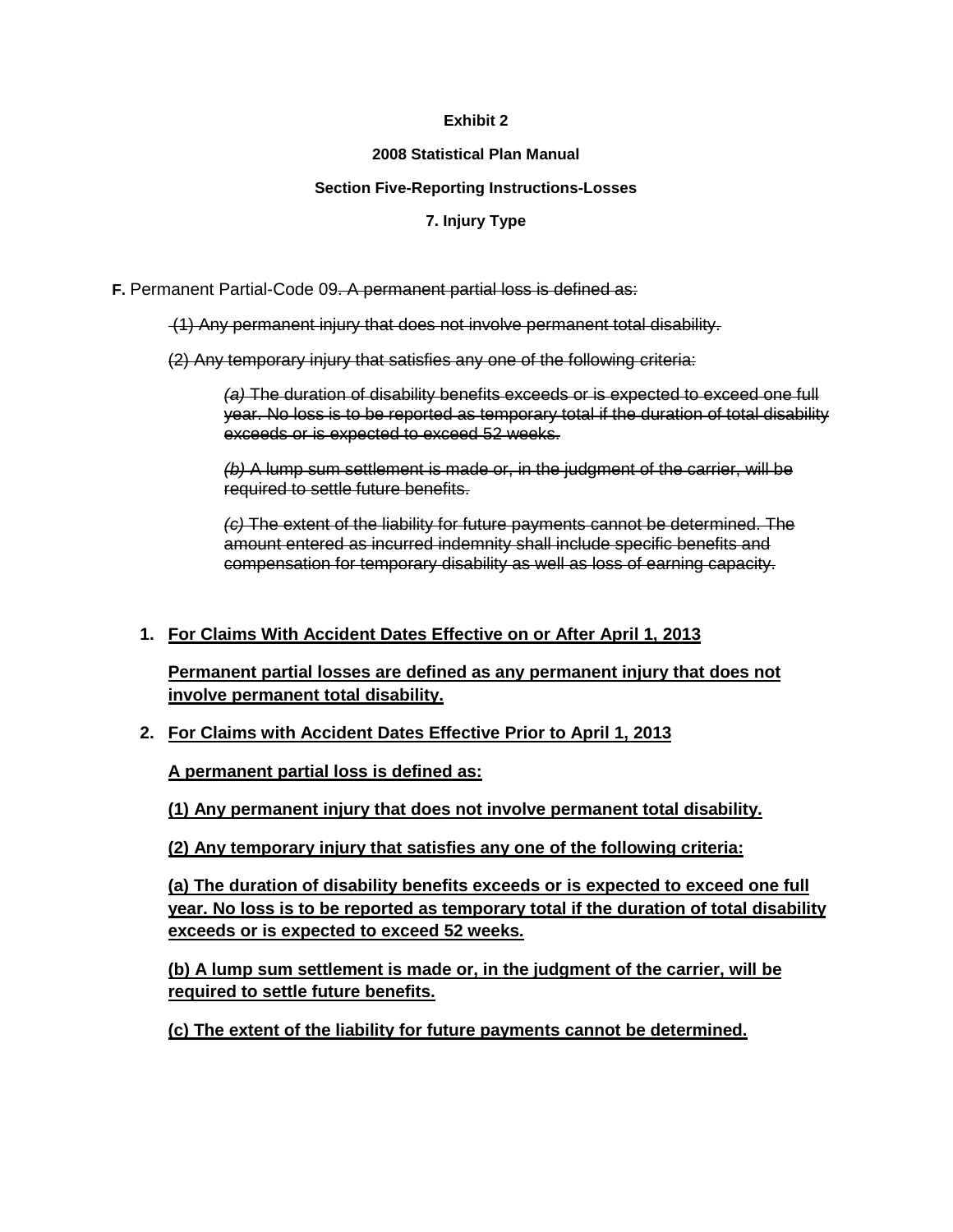**Exhibit 2**

**2008 Statistical Plan Manual**

**Section Five-Reporting Instructions-Losses**

**7. Injury Type**

**F.** Permanent Partial-Code 09~~. A permanent partial loss is defined as:~~

~~(1) Any permanent injury that does not involve permanent total disability.~~

~~(2) Any temporary injury that satisfies any one of the following criteria:~~

~~*(a)* The duration of disability benefits exceeds or is expected to exceed one full year. No loss is to be reported as temporary total if the duration of total disability exceeds or is expected to exceed 52 weeks.~~

~~*(b)* A lump sum settlement is made or, in the judgment of the carrier, will be required to settle future benefits.~~

~~*(c)* The extent of the liability for future payments cannot be determined. The amount entered as incurred indemnity shall include specific benefits and compensation for temporary disability as well as loss of earning capacity.~~

1. **<u>For Claims With Accident Dates Effective on or After April 1, 2013</u>**

   **<u>Permanent partial losses are defined as any permanent injury that does not involve permanent total disability.</u>**

2. **<u>For Claims with Accident Dates Effective Prior to April 1, 2013</u>**

   **<u>A permanent partial loss is defined as:</u>**

   **<u>(1) Any permanent injury that does not involve permanent total disability.</u>**

   **<u>(2) Any temporary injury that satisfies any one of the following criteria:</u>**

   **<u>(a) The duration of disability benefits exceeds or is expected to exceed one full year. No loss is to be reported as temporary total if the duration of total disability exceeds or is expected to exceed 52 weeks.</u>**

   **<u>(b) A lump sum settlement is made or, in the judgment of the carrier, will be required to settle future benefits.</u>**

   **<u>(c) The extent of the liability for future payments cannot be determined.</u>**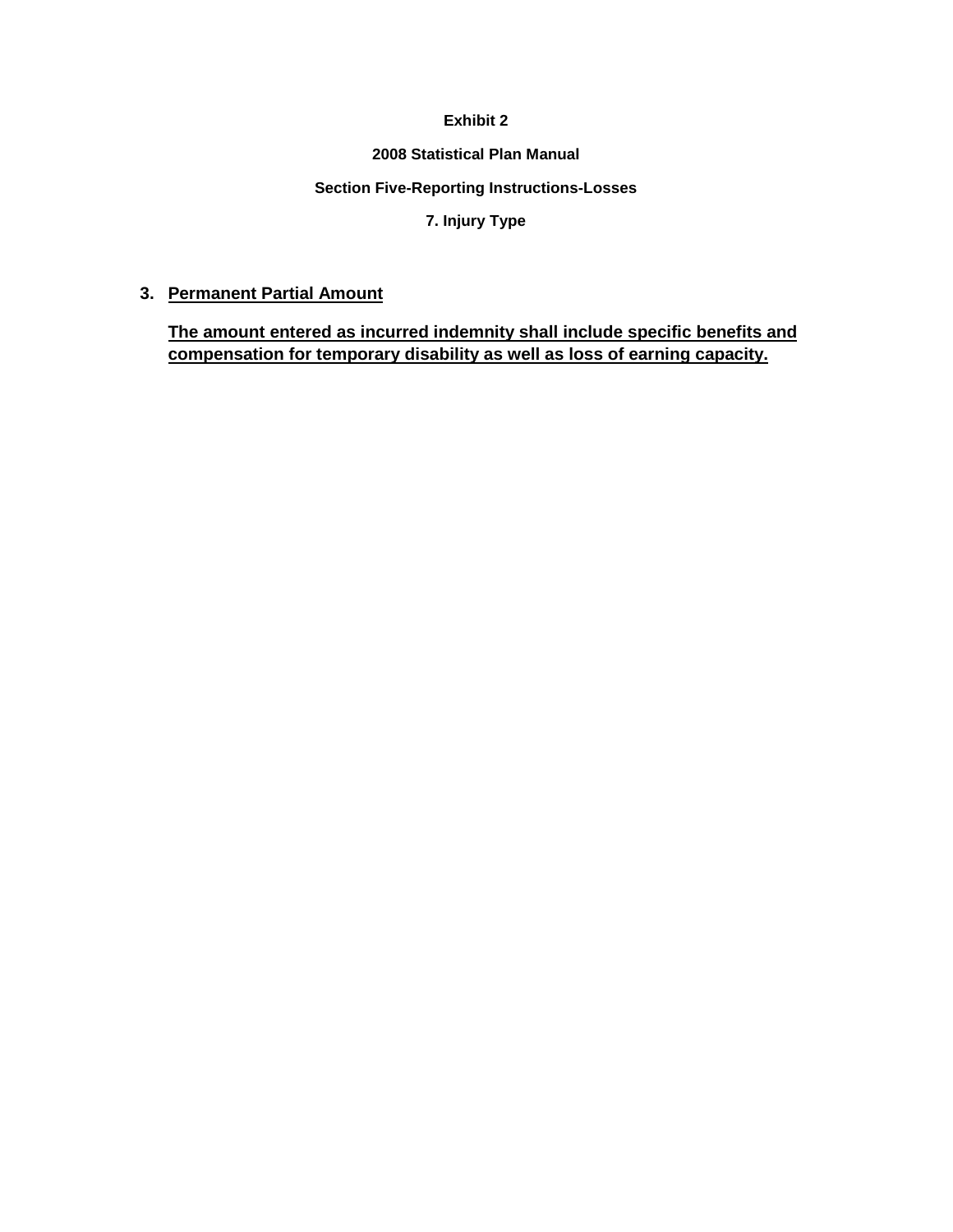**Exhibit 2**

**2008 Statistical Plan Manual**

**Section Five-Reporting Instructions-Losses**

**7. Injury Type**

3. **<u>Permanent Partial Amount</u>**

   **<u>The amount entered as incurred indemnity shall include specific benefits and compensation for temporary disability as well as loss of earning capacity.</u>**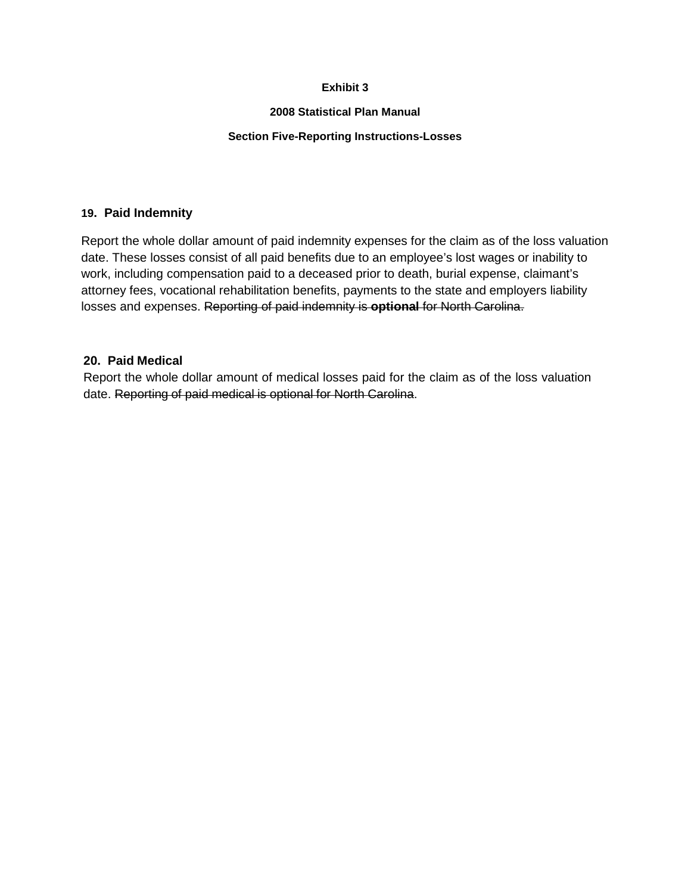**Exhibit 3**

**2008 Statistical Plan Manual**

**Section Five-Reporting Instructions-Losses**

### 19. Paid Indemnity

Report the whole dollar amount of paid indemnity expenses for the claim as of the loss valuation date. These losses consist of all paid benefits due to an employee's lost wages or inability to work, including compensation paid to a deceased prior to death, burial expense, claimant's attorney fees, vocational rehabilitation benefits, payments to the state and employers liability losses and expenses. ~~Reporting of paid indemnity is **optional** for North Carolina.~~

### 20. Paid Medical

Report the whole dollar amount of medical losses paid for the claim as of the loss valuation date. ~~Reporting of paid medical is optional for North Carolina~~.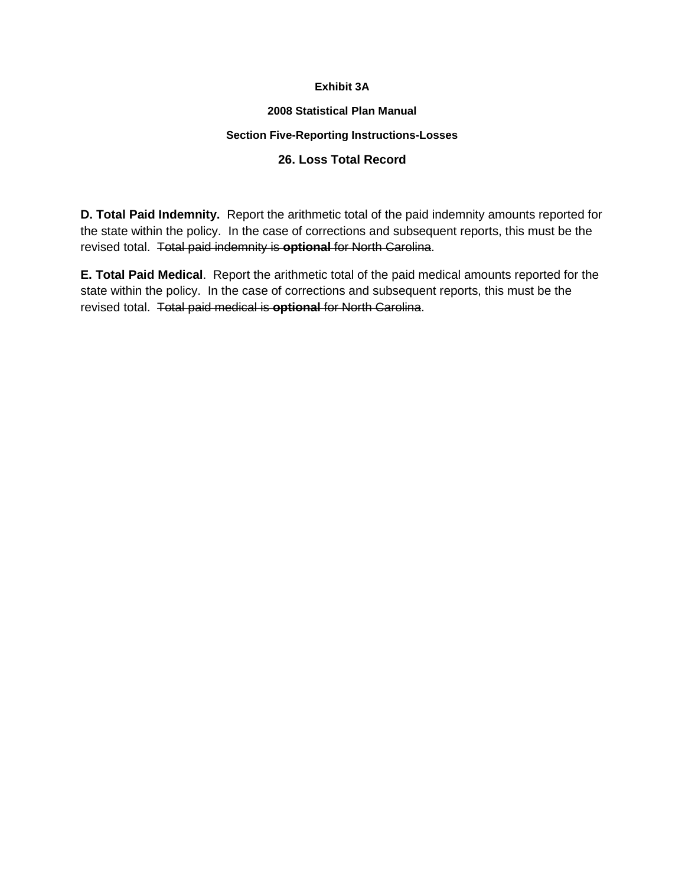**Exhibit 3A**

**2008 Statistical Plan Manual**

**Section Five-Reporting Instructions-Losses**

### 26. Loss Total Record

**D. Total Paid Indemnity.** Report the arithmetic total of the paid indemnity amounts reported for the state within the policy. In the case of corrections and subsequent reports, this must be the revised total. ~~Total paid indemnity is **optional** for North Carolina~~.

**E. Total Paid Medical**. Report the arithmetic total of the paid medical amounts reported for the state within the policy. In the case of corrections and subsequent reports, this must be the revised total. ~~Total paid medical is **optional** for North Carolina~~.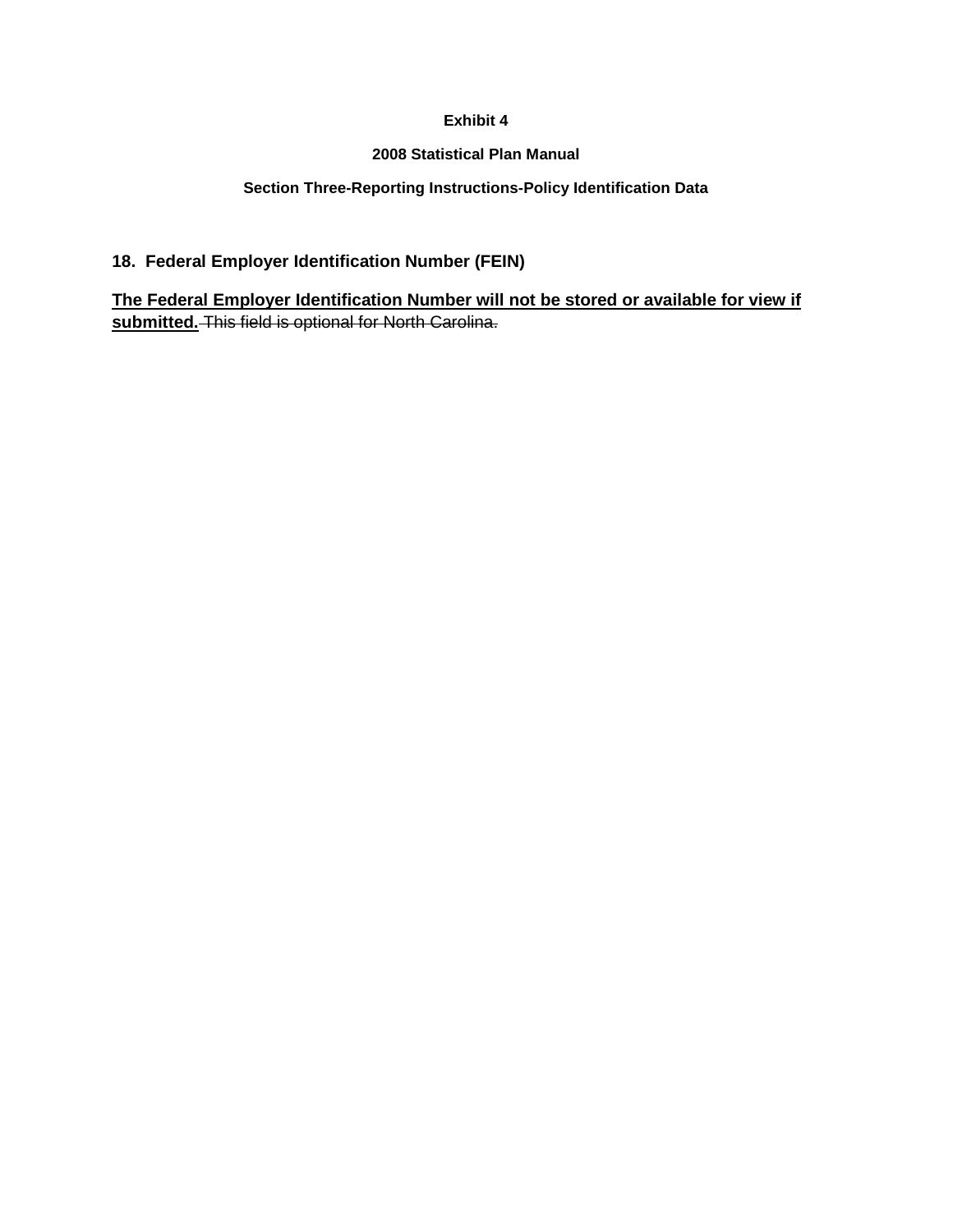**Exhibit 4**

**2008 Statistical Plan Manual**

**Section Three-Reporting Instructions-Policy Identification Data**

### 18. Federal Employer Identification Number (FEIN)

<u>**The Federal Employer Identification Number will not be stored or available for view if submitted.**</u> ~~This field is optional for North Carolina.~~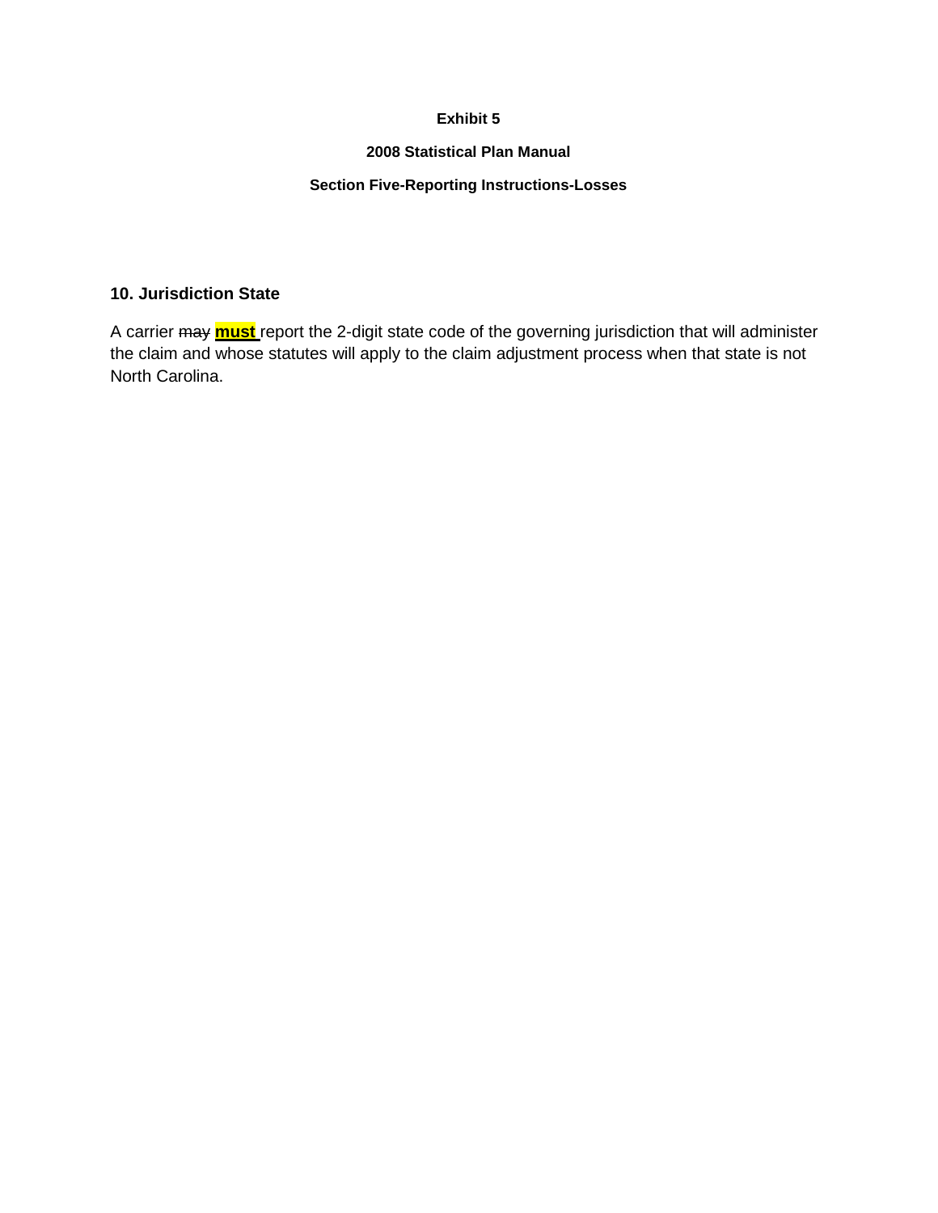**Exhibit 5**

**2008 Statistical Plan Manual**

**Section Five-Reporting Instructions-Losses**

### 10. Jurisdiction State

A carrier ~~may~~ **must** report the 2-digit state code of the governing jurisdiction that will administer the claim and whose statutes will apply to the claim adjustment process when that state is not North Carolina.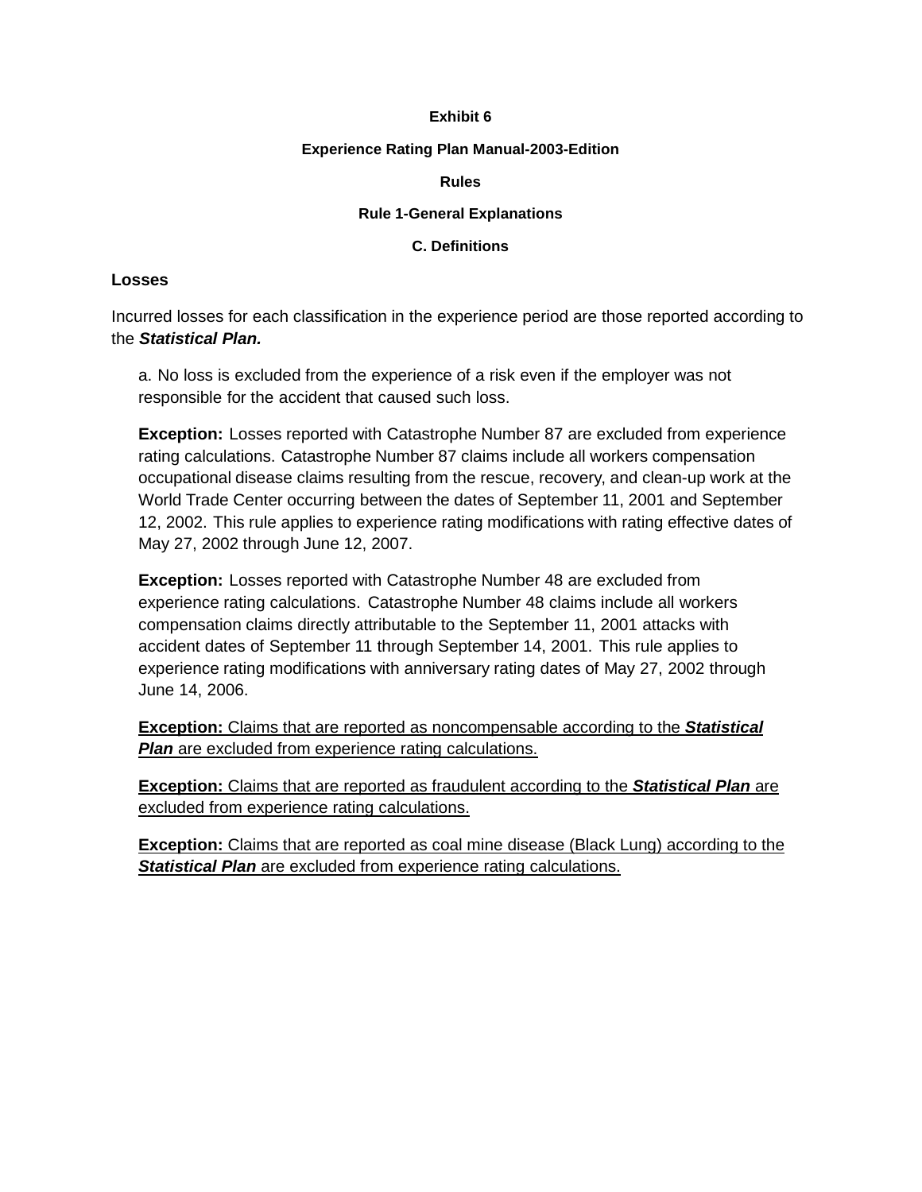**Exhibit 6**

**Experience Rating Plan Manual-2003-Edition**

**Rules**

**Rule 1-General Explanations**

**C. Definitions**

**Losses**

Incurred losses for each classification in the experience period are those reported according to the ***Statistical Plan.***

a. No loss is excluded from the experience of a risk even if the employer was not responsible for the accident that caused such loss.

**Exception:** Losses reported with Catastrophe Number 87 are excluded from experience rating calculations. Catastrophe Number 87 claims include all workers compensation occupational disease claims resulting from the rescue, recovery, and clean-up work at the World Trade Center occurring between the dates of September 11, 2001 and September 12, 2002. This rule applies to experience rating modifications with rating effective dates of May 27, 2002 through June 12, 2007.

**Exception:** Losses reported with Catastrophe Number 48 are excluded from experience rating calculations. Catastrophe Number 48 claims include all workers compensation claims directly attributable to the September 11, 2001 attacks with accident dates of September 11 through September 14, 2001. This rule applies to experience rating modifications with anniversary rating dates of May 27, 2002 through June 14, 2006.

<u>**Exception:** Claims that are reported as noncompensable according to the ***Statistical Plan*** are excluded from experience rating calculations.</u>

<u>**Exception:** Claims that are reported as fraudulent according to the ***Statistical Plan*** are excluded from experience rating calculations.</u>

<u>**Exception:** Claims that are reported as coal mine disease (Black Lung) according to the ***Statistical Plan*** are excluded from experience rating calculations.</u>